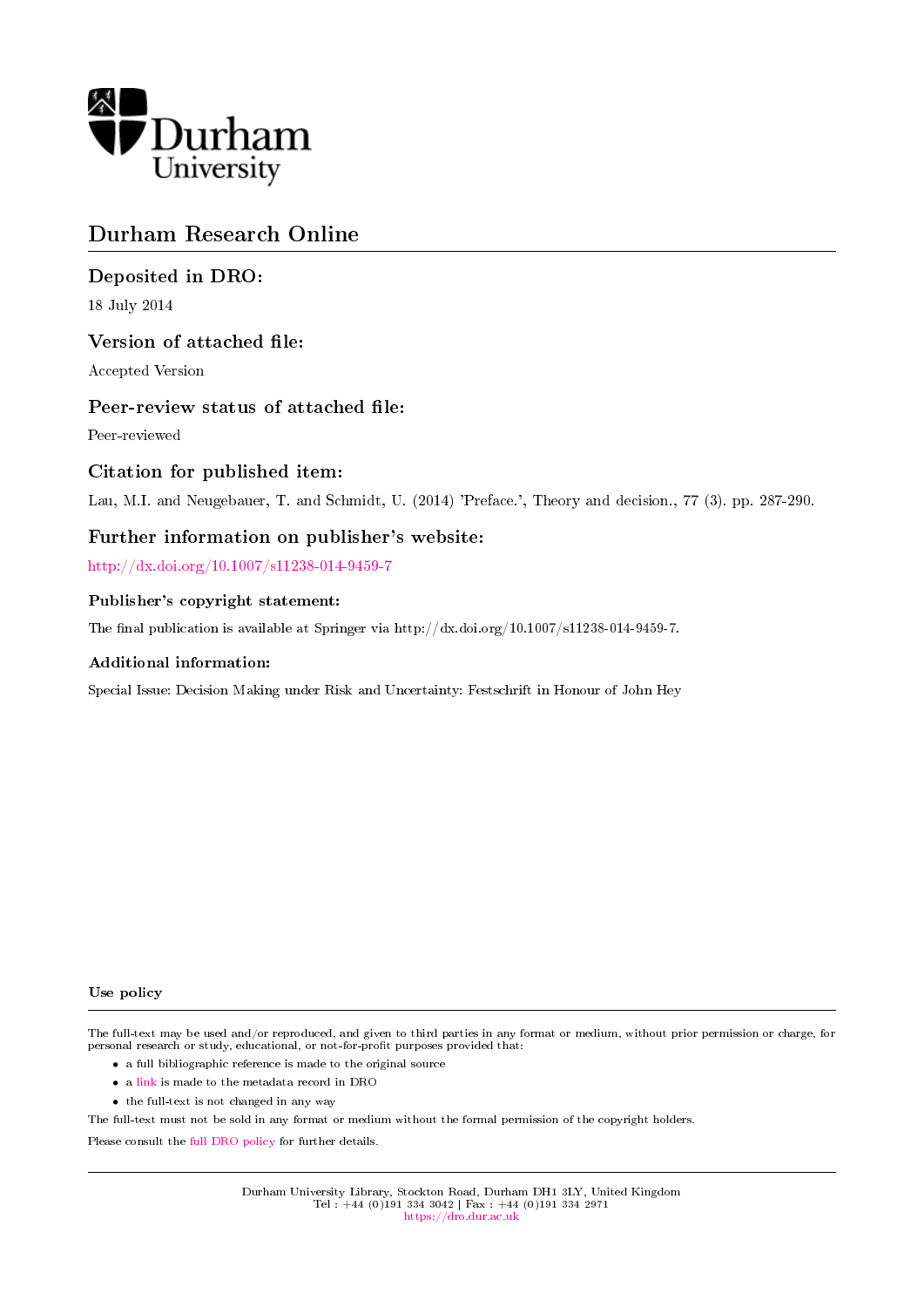Durham University

# Durham Research Online

## Deposited in DRO:

18 July 2014

## Version of attached file:

Accepted Version

## Peer-review status of attached file:

Peer-reviewed

## Citation for published item:

Lau, M.I. and Neugebauer, T. and Schmidt, U. (2014) 'Preface.', Theory and decision., 77 (3). pp. 287-290.

## Further information on publisher's website:

http://dx.doi.org/10.1007/s11238-014-9459-7

### Publisher's copyright statement:

The final publication is available at Springer via http://dx.doi.org/10.1007/s11238-014-9459-7.

### Additional information:

Special Issue: Decision Making under Risk and Uncertainty: Festschrift in Honour of John Hey

### Use policy

The full-text may be used and/or reproduced, and given to third parties in any format or medium, without prior permission or charge, for personal research or study, educational, or not-for-profit purposes provided that:

- a full bibliographic reference is made to the original source
- a link is made to the metadata record in DRO
- the full-text is not changed in any way

The full-text must not be sold in any format or medium without the formal permission of the copyright holders.

Please consult the full DRO policy for further details.

Durham University Library, Stockton Road, Durham DH1 3LY, United Kingdom
Tel : +44 (0)191 334 3042 | Fax : +44 (0)191 334 2971
https://dro.dur.ac.uk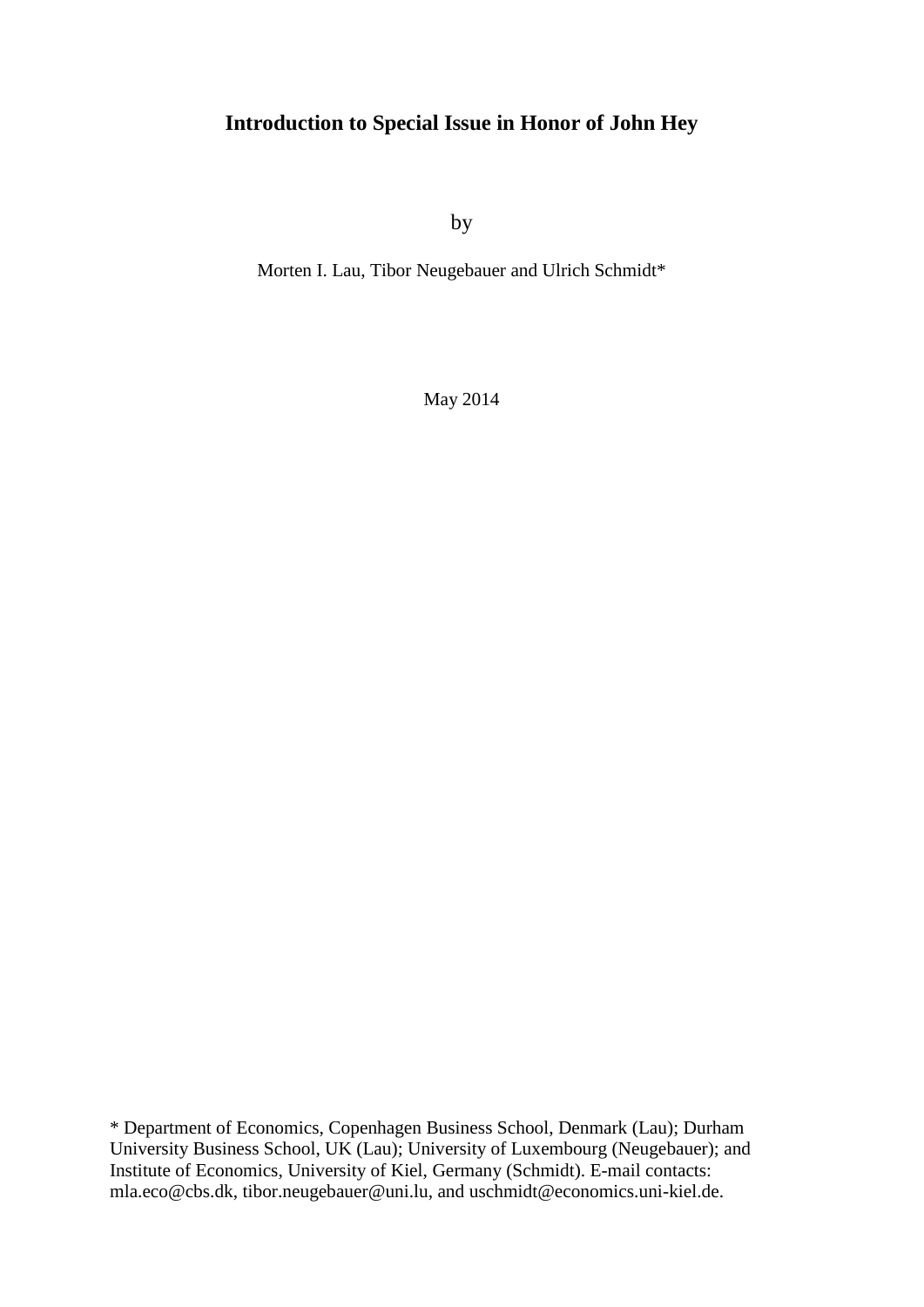# Introduction to Special Issue in Honor of John Hey

by

Morten I. Lau, Tibor Neugebauer and Ulrich Schmidt*

May 2014

\* Department of Economics, Copenhagen Business School, Denmark (Lau); Durham University Business School, UK (Lau); University of Luxembourg (Neugebauer); and Institute of Economics, University of Kiel, Germany (Schmidt). E-mail contacts: mla.eco@cbs.dk, tibor.neugebauer@uni.lu, and uschmidt@economics.uni-kiel.de.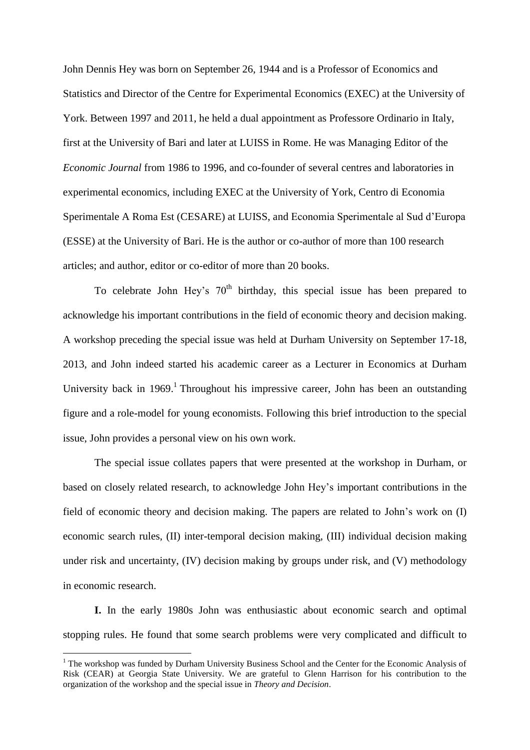John Dennis Hey was born on September 26, 1944 and is a Professor of Economics and Statistics and Director of the Centre for Experimental Economics (EXEC) at the University of York. Between 1997 and 2011, he held a dual appointment as Professore Ordinario in Italy, first at the University of Bari and later at LUISS in Rome. He was Managing Editor of the *Economic Journal* from 1986 to 1996, and co-founder of several centres and laboratories in experimental economics, including EXEC at the University of York, Centro di Economia Sperimentale A Roma Est (CESARE) at LUISS, and Economia Sperimentale al Sud d'Europa (ESSE) at the University of Bari. He is the author or co-author of more than 100 research articles; and author, editor or co-editor of more than 20 books.

To celebrate John Hey's 70th birthday, this special issue has been prepared to acknowledge his important contributions in the field of economic theory and decision making. A workshop preceding the special issue was held at Durham University on September 17-18, 2013, and John indeed started his academic career as a Lecturer in Economics at Durham University back in 1969.[1] Throughout his impressive career, John has been an outstanding figure and a role-model for young economists. Following this brief introduction to the special issue, John provides a personal view on his own work.

The special issue collates papers that were presented at the workshop in Durham, or based on closely related research, to acknowledge John Hey's important contributions in the field of economic theory and decision making. The papers are related to John's work on (I) economic search rules, (II) inter-temporal decision making, (III) individual decision making under risk and uncertainty, (IV) decision making by groups under risk, and (V) methodology in economic research.

**I.** In the early 1980s John was enthusiastic about economic search and optimal stopping rules. He found that some search problems were very complicated and difficult to

[1] The workshop was funded by Durham University Business School and the Center for the Economic Analysis of Risk (CEAR) at Georgia State University. We are grateful to Glenn Harrison for his contribution to the organization of the workshop and the special issue in *Theory and Decision*.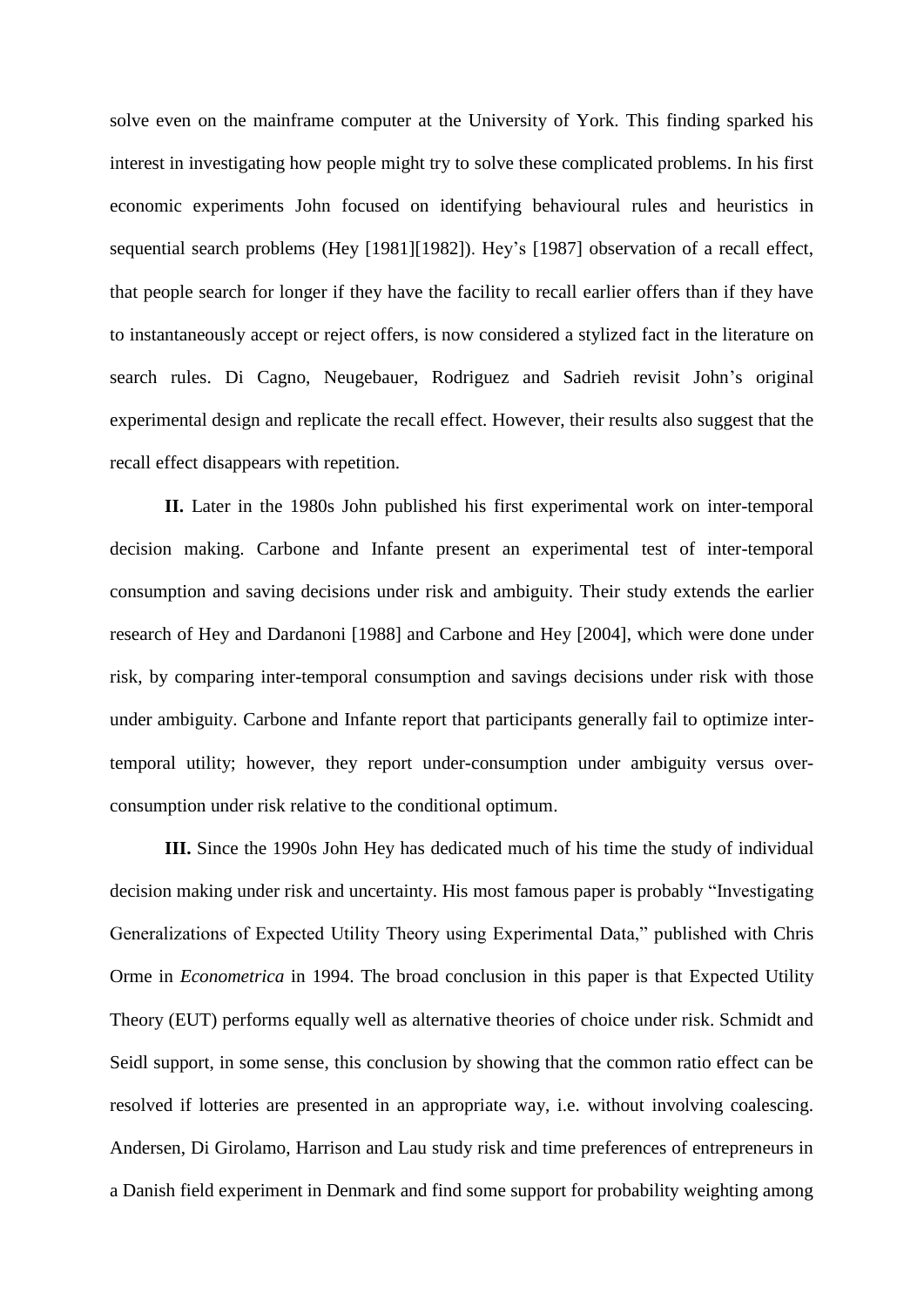solve even on the mainframe computer at the University of York. This finding sparked his interest in investigating how people might try to solve these complicated problems. In his first economic experiments John focused on identifying behavioural rules and heuristics in sequential search problems (Hey [1981][1982]). Hey's [1987] observation of a recall effect, that people search for longer if they have the facility to recall earlier offers than if they have to instantaneously accept or reject offers, is now considered a stylized fact in the literature on search rules. Di Cagno, Neugebauer, Rodriguez and Sadrieh revisit John's original experimental design and replicate the recall effect. However, their results also suggest that the recall effect disappears with repetition.

**II.** Later in the 1980s John published his first experimental work on inter-temporal decision making. Carbone and Infante present an experimental test of inter-temporal consumption and saving decisions under risk and ambiguity. Their study extends the earlier research of Hey and Dardanoni [1988] and Carbone and Hey [2004], which were done under risk, by comparing inter-temporal consumption and savings decisions under risk with those under ambiguity. Carbone and Infante report that participants generally fail to optimize inter-temporal utility; however, they report under-consumption under ambiguity versus over-consumption under risk relative to the conditional optimum.

**III.** Since the 1990s John Hey has dedicated much of his time the study of individual decision making under risk and uncertainty. His most famous paper is probably "Investigating Generalizations of Expected Utility Theory using Experimental Data," published with Chris Orme in *Econometrica* in 1994. The broad conclusion in this paper is that Expected Utility Theory (EUT) performs equally well as alternative theories of choice under risk. Schmidt and Seidl support, in some sense, this conclusion by showing that the common ratio effect can be resolved if lotteries are presented in an appropriate way, i.e. without involving coalescing. Andersen, Di Girolamo, Harrison and Lau study risk and time preferences of entrepreneurs in a Danish field experiment in Denmark and find some support for probability weighting among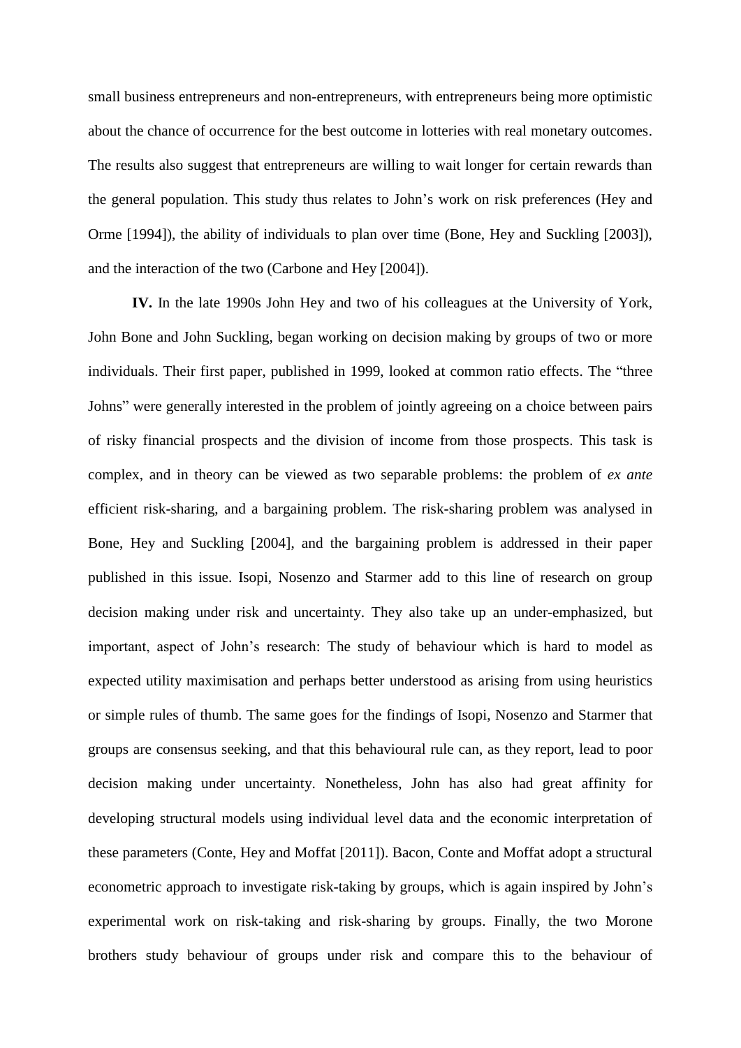small business entrepreneurs and non-entrepreneurs, with entrepreneurs being more optimistic about the chance of occurrence for the best outcome in lotteries with real monetary outcomes. The results also suggest that entrepreneurs are willing to wait longer for certain rewards than the general population. This study thus relates to John's work on risk preferences (Hey and Orme [1994]), the ability of individuals to plan over time (Bone, Hey and Suckling [2003]), and the interaction of the two (Carbone and Hey [2004]).

**IV.** In the late 1990s John Hey and two of his colleagues at the University of York, John Bone and John Suckling, began working on decision making by groups of two or more individuals. Their first paper, published in 1999, looked at common ratio effects. The "three Johns" were generally interested in the problem of jointly agreeing on a choice between pairs of risky financial prospects and the division of income from those prospects. This task is complex, and in theory can be viewed as two separable problems: the problem of *ex ante* efficient risk-sharing, and a bargaining problem. The risk-sharing problem was analysed in Bone, Hey and Suckling [2004], and the bargaining problem is addressed in their paper published in this issue. Isopi, Nosenzo and Starmer add to this line of research on group decision making under risk and uncertainty. They also take up an under-emphasized, but important, aspect of John's research: The study of behaviour which is hard to model as expected utility maximisation and perhaps better understood as arising from using heuristics or simple rules of thumb. The same goes for the findings of Isopi, Nosenzo and Starmer that groups are consensus seeking, and that this behavioural rule can, as they report, lead to poor decision making under uncertainty. Nonetheless, John has also had great affinity for developing structural models using individual level data and the economic interpretation of these parameters (Conte, Hey and Moffat [2011]). Bacon, Conte and Moffat adopt a structural econometric approach to investigate risk-taking by groups, which is again inspired by John's experimental work on risk-taking and risk-sharing by groups. Finally, the two Morone brothers study behaviour of groups under risk and compare this to the behaviour of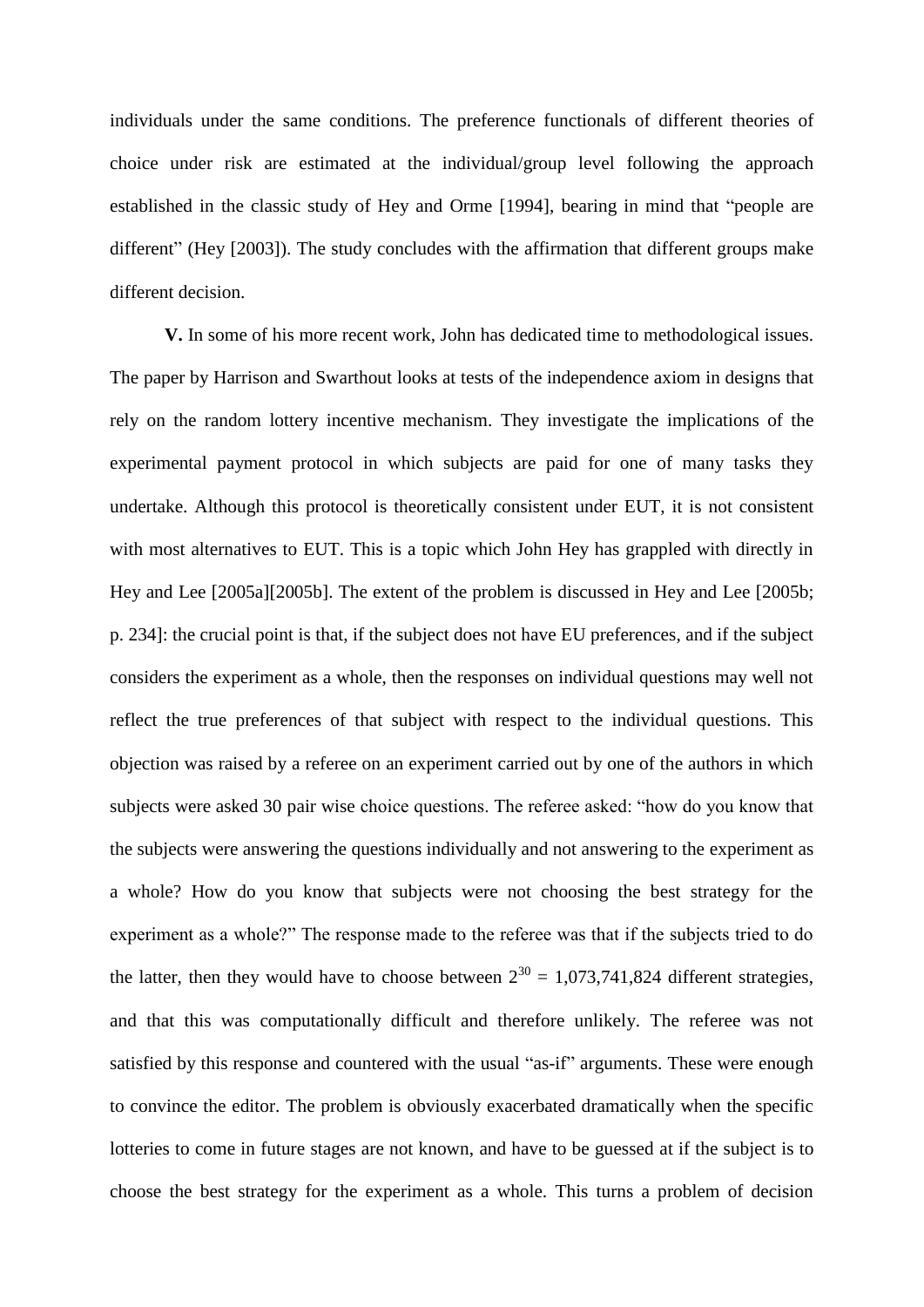individuals under the same conditions. The preference functionals of different theories of choice under risk are estimated at the individual/group level following the approach established in the classic study of Hey and Orme [1994], bearing in mind that “people are different” (Hey [2003]). The study concludes with the affirmation that different groups make different decision.

**V.** In some of his more recent work, John has dedicated time to methodological issues. The paper by Harrison and Swarthout looks at tests of the independence axiom in designs that rely on the random lottery incentive mechanism. They investigate the implications of the experimental payment protocol in which subjects are paid for one of many tasks they undertake. Although this protocol is theoretically consistent under EUT, it is not consistent with most alternatives to EUT. This is a topic which John Hey has grappled with directly in Hey and Lee [2005a][2005b]. The extent of the problem is discussed in Hey and Lee [2005b; p. 234]: the crucial point is that, if the subject does not have EU preferences, and if the subject considers the experiment as a whole, then the responses on individual questions may well not reflect the true preferences of that subject with respect to the individual questions. This objection was raised by a referee on an experiment carried out by one of the authors in which subjects were asked 30 pair wise choice questions. The referee asked: “how do you know that the subjects were answering the questions individually and not answering to the experiment as a whole? How do you know that subjects were not choosing the best strategy for the experiment as a whole?” The response made to the referee was that if the subjects tried to do the latter, then they would have to choose between $2^{30}$ = 1,073,741,824 different strategies, and that this was computationally difficult and therefore unlikely. The referee was not satisfied by this response and countered with the usual “as-if” arguments. These were enough to convince the editor. The problem is obviously exacerbated dramatically when the specific lotteries to come in future stages are not known, and have to be guessed at if the subject is to choose the best strategy for the experiment as a whole. This turns a problem of decision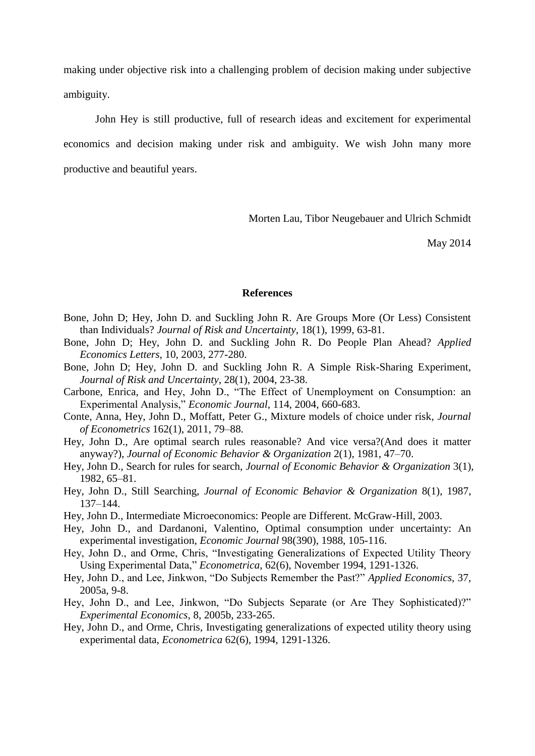making under objective risk into a challenging problem of decision making under subjective ambiguity.

John Hey is still productive, full of research ideas and excitement for experimental economics and decision making under risk and ambiguity. We wish John many more productive and beautiful years.

Morten Lau, Tibor Neugebauer and Ulrich Schmidt

May 2014

## References

Bone, John D; Hey, John D. and Suckling John R. Are Groups More (Or Less) Consistent than Individuals? *Journal of Risk and Uncertainty*, 18(1), 1999, 63-81.

Bone, John D; Hey, John D. and Suckling John R. Do People Plan Ahead? *Applied Economics Letters*, 10, 2003, 277-280.

Bone, John D; Hey, John D. and Suckling John R. A Simple Risk-Sharing Experiment, *Journal of Risk and Uncertainty*, 28(1), 2004, 23-38.

Carbone, Enrica, and Hey, John D., "The Effect of Unemployment on Consumption: an Experimental Analysis," *Economic Journal*, 114, 2004, 660-683.

Conte, Anna, Hey, John D., Moffatt, Peter G., Mixture models of choice under risk, *Journal of Econometrics* 162(1), 2011, 79–88.

Hey, John D., Are optimal search rules reasonable? And vice versa?(And does it matter anyway?), *Journal of Economic Behavior & Organization* 2(1), 1981, 47–70.

Hey, John D., Search for rules for search, *Journal of Economic Behavior & Organization* 3(1), 1982, 65–81.

Hey, John D., Still Searching, *Journal of Economic Behavior & Organization* 8(1), 1987, 137–144.

Hey, John D., Intermediate Microeconomics: People are Different. McGraw-Hill, 2003.

Hey, John D., and Dardanoni, Valentino, Optimal consumption under uncertainty: An experimental investigation, *Economic Journal* 98(390), 1988, 105-116.

Hey, John D., and Orme, Chris, "Investigating Generalizations of Expected Utility Theory Using Experimental Data," *Econometrica*, 62(6), November 1994, 1291-1326.

Hey, John D., and Lee, Jinkwon, "Do Subjects Remember the Past?" *Applied Economics*, 37, 2005a, 9-8.

Hey, John D., and Lee, Jinkwon, "Do Subjects Separate (or Are They Sophisticated)?" *Experimental Economics*, 8, 2005b, 233-265.

Hey, John D., and Orme, Chris, Investigating generalizations of expected utility theory using experimental data, *Econometrica* 62(6), 1994, 1291-1326.